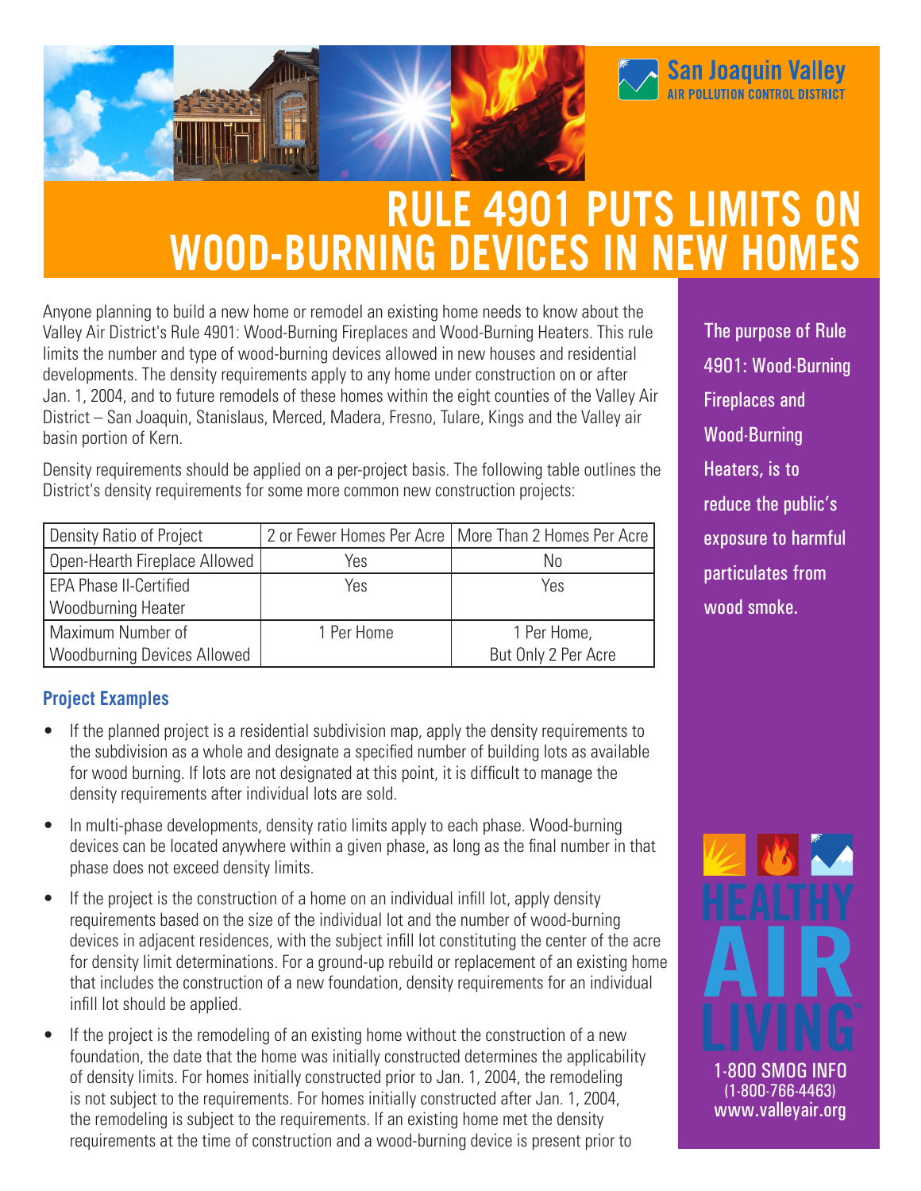San Joaquin Valley
AIR POLLUTION CONTROL DISTRICT

# RULE 4901 PUTS LIMITS ON WOOD-BURNING DEVICES IN NEW HOMES

Anyone planning to build a new home or remodel an existing home needs to know about the Valley Air District's Rule 4901: Wood-Burning Fireplaces and Wood-Burning Heaters. This rule limits the number and type of wood-burning devices allowed in new houses and residential developments. The density requirements apply to any home under construction on or after Jan. 1, 2004, and to future remodels of these homes within the eight counties of the Valley Air District – San Joaquin, Stanislaus, Merced, Madera, Fresno, Tulare, Kings and the Valley air basin portion of Kern.

Density requirements should be applied on a per-project basis. The following table outlines the District's density requirements for some more common new construction projects:

| Density Ratio of Project | 2 or Fewer Homes Per Acre | More Than 2 Homes Per Acre |
|---|---|---|
| Open-Hearth Fireplace Allowed | Yes | No |
| EPA Phase II-Certified Woodburning Heater | Yes | Yes |
| Maximum Number of Woodburning Devices Allowed | 1 Per Home | 1 Per Home, But Only 2 Per Acre |

### Project Examples

- If the planned project is a residential subdivision map, apply the density requirements to the subdivision as a whole and designate a specified number of building lots as available for wood burning. If lots are not designated at this point, it is difficult to manage the density requirements after individual lots are sold.
- In multi-phase developments, density ratio limits apply to each phase. Wood-burning devices can be located anywhere within a given phase, as long as the final number in that phase does not exceed density limits.
- If the project is the construction of a home on an individual infill lot, apply density requirements based on the size of the individual lot and the number of wood-burning devices in adjacent residences, with the subject infill lot constituting the center of the acre for density limit determinations. For a ground-up rebuild or replacement of an existing home that includes the construction of a new foundation, density requirements for an individual infill lot should be applied.
- If the project is the remodeling of an existing home without the construction of a new foundation, the date that the home was initially constructed determines the applicability of density limits. For homes initially constructed prior to Jan. 1, 2004, the remodeling is not subject to the requirements. For homes initially constructed after Jan. 1, 2004, the remodeling is subject to the requirements. If an existing home met the density requirements at the time of construction and a wood-burning device is present prior to

The purpose of Rule 4901: Wood-Burning Fireplaces and Wood-Burning Heaters, is to reduce the public's exposure to harmful particulates from wood smoke.

HEALTHY AIR LIVING™

1-800 SMOG INFO
(1-800-766-4463)
www.valleyair.org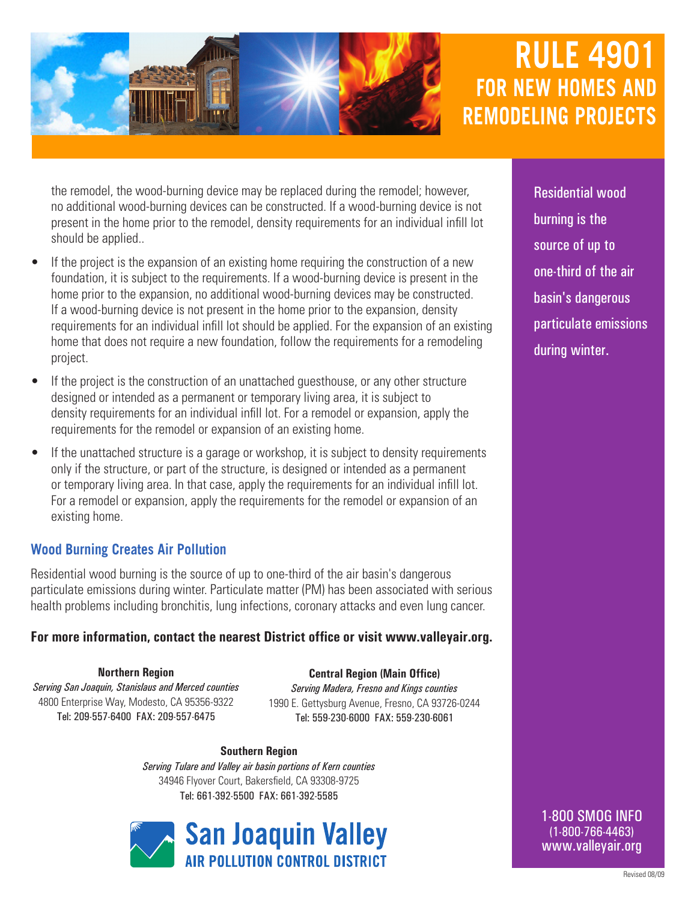# RULE 4901

## FOR NEW HOMES AND REMODELING PROJECTS

the remodel, the wood-burning device may be replaced during the remodel; however, no additional wood-burning devices can be constructed. If a wood-burning device is not present in the home prior to the remodel, density requirements for an individual infill lot should be applied..

- If the project is the expansion of an existing home requiring the construction of a new foundation, it is subject to the requirements. If a wood-burning device is present in the home prior to the expansion, no additional wood-burning devices may be constructed. If a wood-burning device is not present in the home prior to the expansion, density requirements for an individual infill lot should be applied. For the expansion of an existing home that does not require a new foundation, follow the requirements for a remodeling project.
- If the project is the construction of an unattached guesthouse, or any other structure designed or intended as a permanent or temporary living area, it is subject to density requirements for an individual infill lot. For a remodel or expansion, apply the requirements for the remodel or expansion of an existing home.
- If the unattached structure is a garage or workshop, it is subject to density requirements only if the structure, or part of the structure, is designed or intended as a permanent or temporary living area. In that case, apply the requirements for an individual infill lot. For a remodel or expansion, apply the requirements for the remodel or expansion of an existing home.

### Wood Burning Creates Air Pollution

Residential wood burning is the source of up to one-third of the air basin's dangerous particulate emissions during winter. Particulate matter (PM) has been associated with serious health problems including bronchitis, lung infections, coronary attacks and even lung cancer.

**For more information, contact the nearest District office or visit www.valleyair.org.**

**Northern Region**
*Serving San Joaquin, Stanislaus and Merced counties*
4800 Enterprise Way, Modesto, CA 95356-9322
Tel: 209-557-6400 FAX: 209-557-6475

**Central Region (Main Office)**
*Serving Madera, Fresno and Kings counties*
1990 E. Gettysburg Avenue, Fresno, CA 93726-0244
Tel: 559-230-6000 FAX: 559-230-6061

**Southern Region**
*Serving Tulare and Valley air basin portions of Kern counties*
34946 Flyover Court, Bakersfield, CA 93308-9725
Tel: 661-392-5500 FAX: 661-392-5585

San Joaquin Valley
AIR POLLUTION CONTROL DISTRICT

Residential wood burning is the source of up to one-third of the air basin's dangerous particulate emissions during winter.

1-800 SMOG INFO
(1-800-766-4463)
www.valleyair.org

Revised 08/09